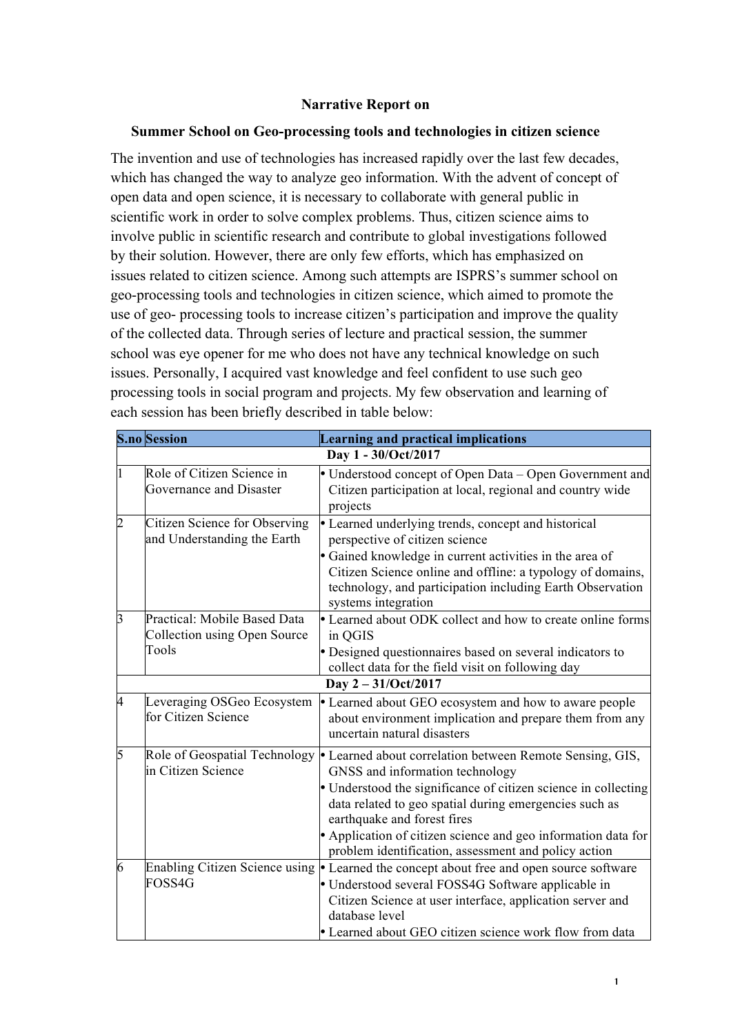**Narrative Report on**

**Summer School on Geo-processing tools and technologies in citizen science**

The invention and use of technologies has increased rapidly over the last few decades, which has changed the way to analyze geo information. With the advent of concept of open data and open science, it is necessary to collaborate with general public in scientific work in order to solve complex problems. Thus, citizen science aims to involve public in scientific research and contribute to global investigations followed by their solution. However, there are only few efforts, which has emphasized on issues related to citizen science. Among such attempts are ISPRS's summer school on geo-processing tools and technologies in citizen science, which aimed to promote the use of geo- processing tools to increase citizen's participation and improve the quality of the collected data. Through series of lecture and practical session, the summer school was eye opener for me who does not have any technical knowledge on such issues. Personally, I acquired vast knowledge and feel confident to use such geo processing tools in social program and projects. My few observation and learning of each session has been briefly described in table below:

| S.no | Session | Learning and practical implications |
|---|---|---|
| | **Day 1 - 30/Oct/2017** | |
| 1 | Role of Citizen Science in Governance and Disaster | • Understood concept of Open Data – Open Government and Citizen participation at local, regional and country wide projects |
| 2 | Citizen Science for Observing and Understanding the Earth | • Learned underlying trends, concept and historical perspective of citizen science<br>• Gained knowledge in current activities in the area of Citizen Science online and offline: a typology of domains, technology, and participation including Earth Observation systems integration |
| 3 | Practical: Mobile Based Data Collection using Open Source Tools | • Learned about ODK collect and how to create online forms in QGIS<br>• Designed questionnaires based on several indicators to collect data for the field visit on following day |
| | **Day 2 – 31/Oct/2017** | |
| 4 | Leveraging OSGeo Ecosystem for Citizen Science | • Learned about GEO ecosystem and how to aware people about environment implication and prepare them from any uncertain natural disasters |
| 5 | Role of Geospatial Technology in Citizen Science | • Learned about correlation between Remote Sensing, GIS, GNSS and information technology<br>• Understood the significance of citizen science in collecting data related to geo spatial during emergencies such as earthquake and forest fires<br>• Application of citizen science and geo information data for problem identification, assessment and policy action |
| 6 | Enabling Citizen Science using FOSS4G | • Learned the concept about free and open source software<br>• Understood several FOSS4G Software applicable in Citizen Science at user interface, application server and database level<br>• Learned about GEO citizen science work flow from data |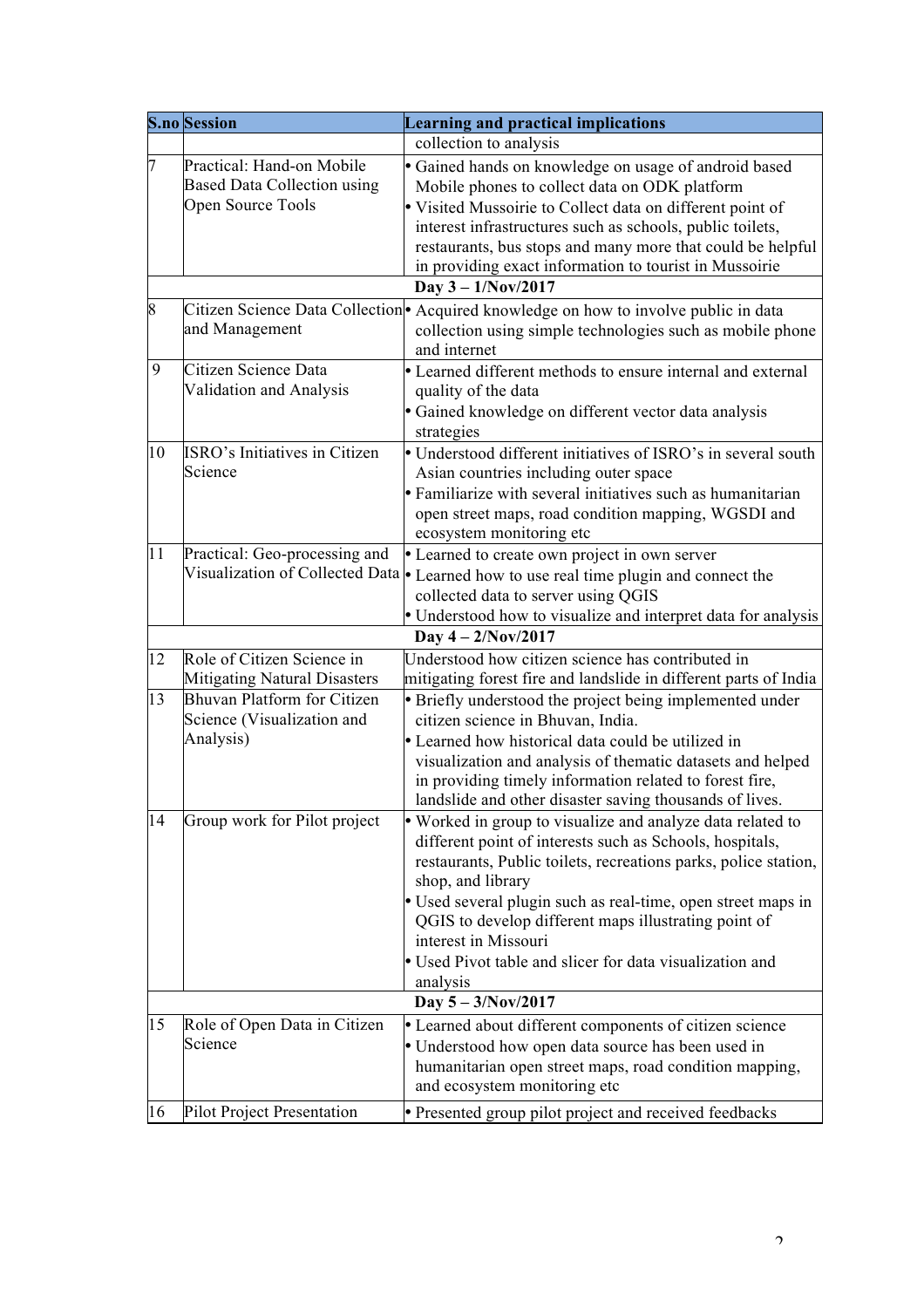| S.no | Session | Learning and practical implications |
|---|---|---|
| | | collection to analysis |
| 7 | Practical: Hand-on Mobile Based Data Collection using Open Source Tools | • Gained hands on knowledge on usage of android based Mobile phones to collect data on ODK platform<br>• Visited Mussoirie to Collect data on different point of interest infrastructures such as schools, public toilets, restaurants, bus stops and many more that could be helpful in providing exact information to tourist in Mussoirie |
| | **Day 3 – 1/Nov/2017** | |
| 8 | Citizen Science Data Collection and Management | • Acquired knowledge on how to involve public in data collection using simple technologies such as mobile phone and internet |
| 9 | Citizen Science Data Validation and Analysis | • Learned different methods to ensure internal and external quality of the data<br>• Gained knowledge on different vector data analysis strategies |
| 10 | ISRO's Initiatives in Citizen Science | • Understood different initiatives of ISRO's in several south Asian countries including outer space<br>• Familiarize with several initiatives such as humanitarian open street maps, road condition mapping, WGSDI and ecosystem monitoring etc |
| 11 | Practical: Geo-processing and Visualization of Collected Data | • Learned to create own project in own server<br>• Learned how to use real time plugin and connect the collected data to server using QGIS<br>• Understood how to visualize and interpret data for analysis |
| | **Day 4 – 2/Nov/2017** | |
| 12 | Role of Citizen Science in Mitigating Natural Disasters | Understood how citizen science has contributed in mitigating forest fire and landslide in different parts of India |
| 13 | Bhuvan Platform for Citizen Science (Visualization and Analysis) | • Briefly understood the project being implemented under citizen science in Bhuvan, India.<br>• Learned how historical data could be utilized in visualization and analysis of thematic datasets and helped in providing timely information related to forest fire, landslide and other disaster saving thousands of lives. |
| 14 | Group work for Pilot project | • Worked in group to visualize and analyze data related to different point of interests such as Schools, hospitals, restaurants, Public toilets, recreations parks, police station, shop, and library<br>• Used several plugin such as real-time, open street maps in QGIS to develop different maps illustrating point of interest in Missouri<br>• Used Pivot table and slicer for data visualization and analysis |
| | **Day 5 – 3/Nov/2017** | |
| 15 | Role of Open Data in Citizen Science | • Learned about different components of citizen science<br>• Understood how open data source has been used in humanitarian open street maps, road condition mapping, and ecosystem monitoring etc |
| 16 | Pilot Project Presentation | • Presented group pilot project and received feedbacks |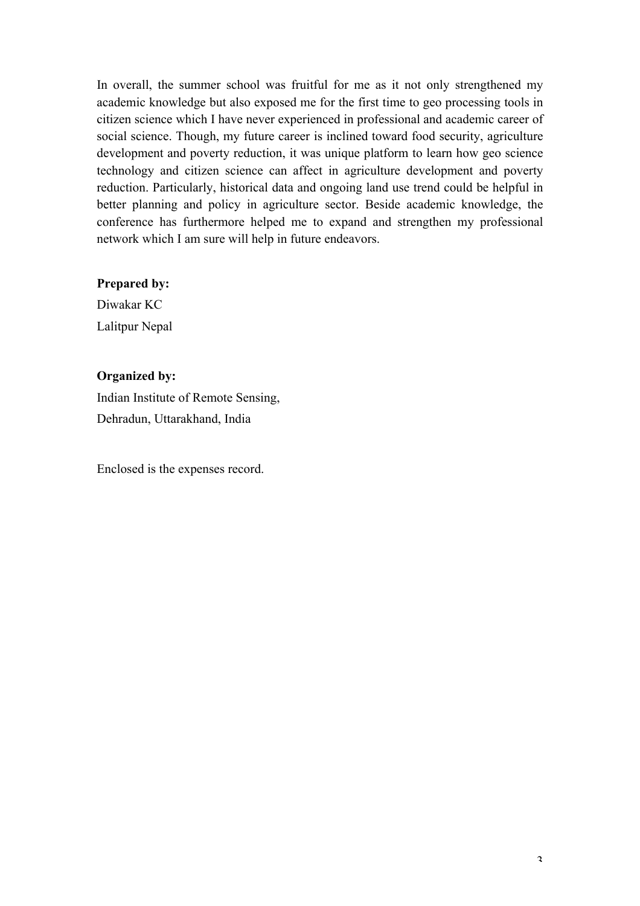In overall, the summer school was fruitful for me as it not only strengthened my academic knowledge but also exposed me for the first time to geo processing tools in citizen science which I have never experienced in professional and academic career of social science. Though, my future career is inclined toward food security, agriculture development and poverty reduction, it was unique platform to learn how geo science technology and citizen science can affect in agriculture development and poverty reduction. Particularly, historical data and ongoing land use trend could be helpful in better planning and policy in agriculture sector. Beside academic knowledge, the conference has furthermore helped me to expand and strengthen my professional network which I am sure will help in future endeavors.

**Prepared by:**

Diwakar KC

Lalitpur Nepal

**Organized by:**

Indian Institute of Remote Sensing,

Dehradun, Uttarakhand, India

Enclosed is the expenses record.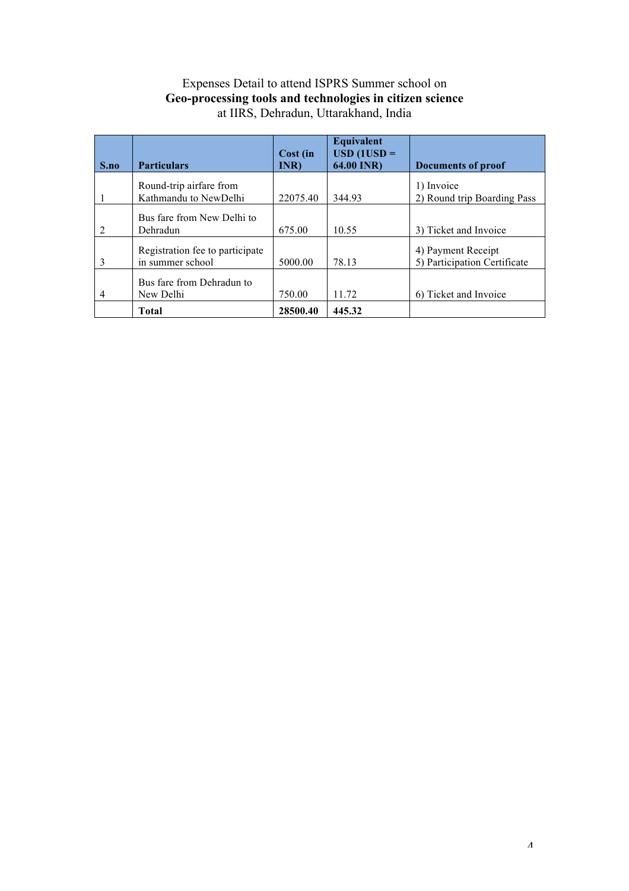Expenses Detail to attend ISPRS Summer school on
**Geo-processing tools and technologies in citizen science**
at IIRS, Dehradun, Uttarakhand, India

| **S.no** | **Particulars** | **Cost (in INR)** | **Equivalent USD (1USD = 64.00 INR)** | **Documents of proof** |
|---|---|---|---|---|
| 1 | Round-trip airfare from Kathmandu to NewDelhi | 22075.40 | 344.93 | 1) Invoice<br>2) Round trip Boarding Pass |
| 2 | Bus fare from New Delhi to Dehradun | 675.00 | 10.55 | 3) Ticket and Invoice |
| 3 | Registration fee to participate in summer school | 5000.00 | 78.13 | 4) Payment Receipt<br>5) Participation Certificate |
| 4 | Bus fare from Dehradun to New Delhi | 750.00 | 11.72 | 6) Ticket and Invoice |
| | **Total** | **28500.40** | **445.32** | |